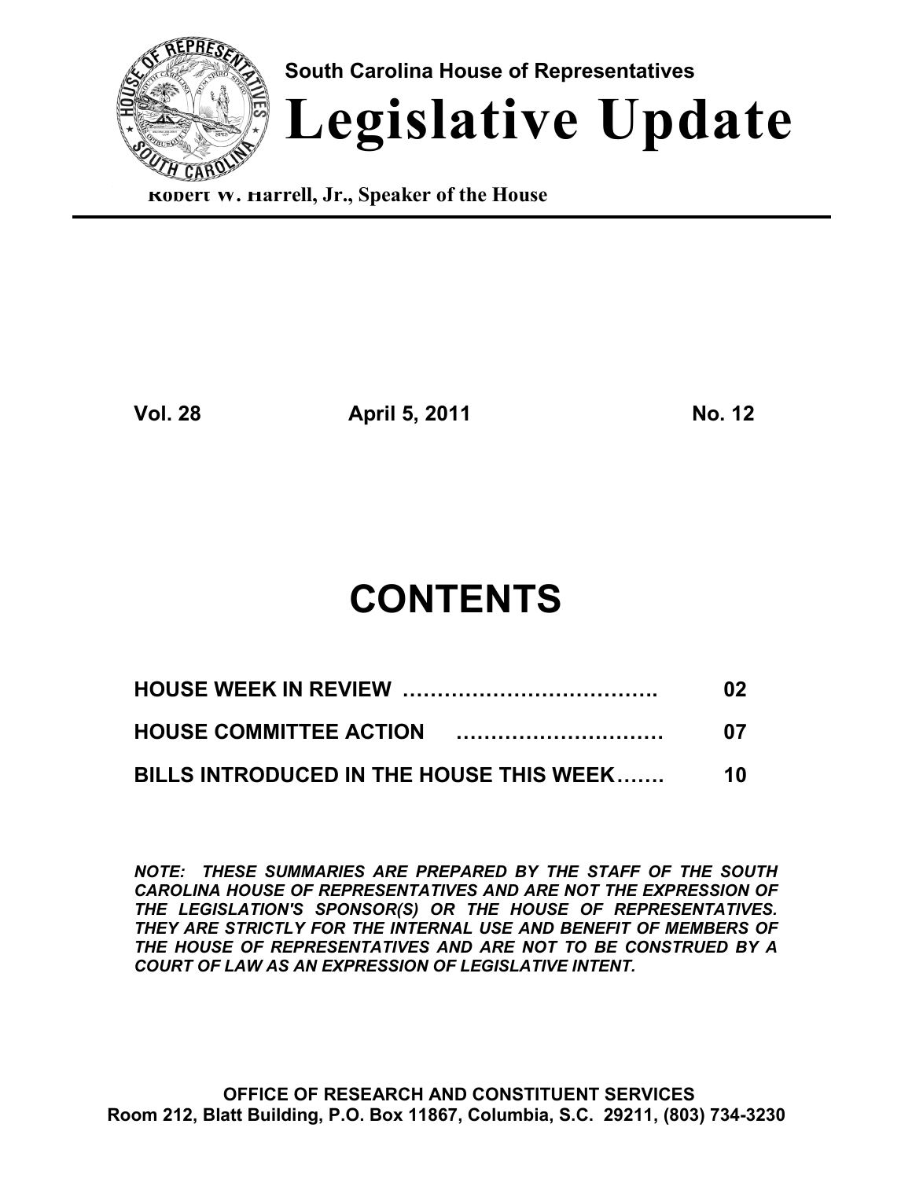South Carolina House of Representatives

# Legislative Update

**Robert W. Harrell, Jr., Speaker of the House**

**Vol. 28** **April 5, 2011** **No. 12**

# CONTENTS

| | |
|---|---|
| **HOUSE WEEK IN REVIEW ……………………………….** | **02** |
| **HOUSE COMMITTEE ACTION …………………………** | **07** |
| **BILLS INTRODUCED IN THE HOUSE THIS WEEK…….** | **10** |

***NOTE: THESE SUMMARIES ARE PREPARED BY THE STAFF OF THE SOUTH CAROLINA HOUSE OF REPRESENTATIVES AND ARE NOT THE EXPRESSION OF THE LEGISLATION'S SPONSOR(S) OR THE HOUSE OF REPRESENTATIVES. THEY ARE STRICTLY FOR THE INTERNAL USE AND BENEFIT OF MEMBERS OF THE HOUSE OF REPRESENTATIVES AND ARE NOT TO BE CONSTRUED BY A COURT OF LAW AS AN EXPRESSION OF LEGISLATIVE INTENT.***

**OFFICE OF RESEARCH AND CONSTITUENT SERVICES**
**Room 212, Blatt Building, P.O. Box 11867, Columbia, S.C. 29211, (803) 734-3230**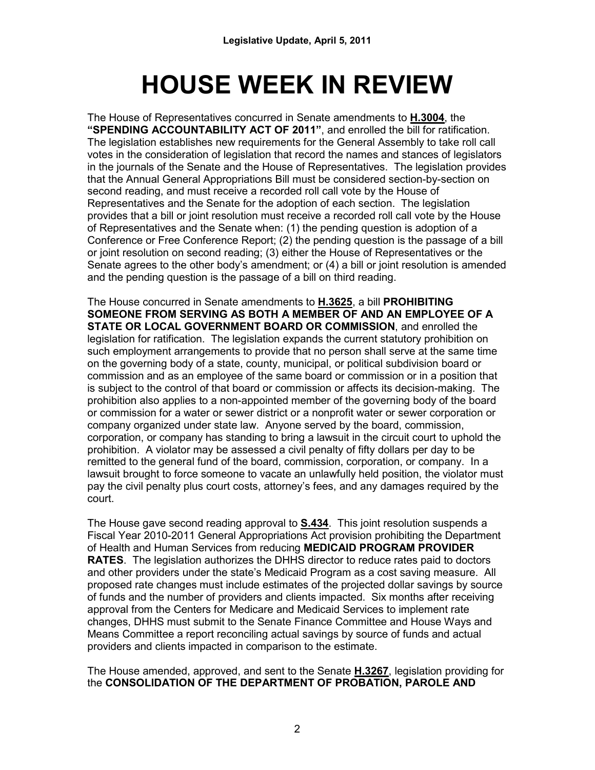# HOUSE WEEK IN REVIEW

The House of Representatives concurred in Senate amendments to **H.3004**, the **"SPENDING ACCOUNTABILITY ACT OF 2011"**, and enrolled the bill for ratification. The legislation establishes new requirements for the General Assembly to take roll call votes in the consideration of legislation that record the names and stances of legislators in the journals of the Senate and the House of Representatives. The legislation provides that the Annual General Appropriations Bill must be considered section-by-section on second reading, and must receive a recorded roll call vote by the House of Representatives and the Senate for the adoption of each section. The legislation provides that a bill or joint resolution must receive a recorded roll call vote by the House of Representatives and the Senate when: (1) the pending question is adoption of a Conference or Free Conference Report; (2) the pending question is the passage of a bill or joint resolution on second reading; (3) either the House of Representatives or the Senate agrees to the other body's amendment; or (4) a bill or joint resolution is amended and the pending question is the passage of a bill on third reading.

The House concurred in Senate amendments to **H.3625**, a bill **PROHIBITING SOMEONE FROM SERVING AS BOTH A MEMBER OF AND AN EMPLOYEE OF A STATE OR LOCAL GOVERNMENT BOARD OR COMMISSION**, and enrolled the legislation for ratification. The legislation expands the current statutory prohibition on such employment arrangements to provide that no person shall serve at the same time on the governing body of a state, county, municipal, or political subdivision board or commission and as an employee of the same board or commission or in a position that is subject to the control of that board or commission or affects its decision-making. The prohibition also applies to a non-appointed member of the governing body of the board or commission for a water or sewer district or a nonprofit water or sewer corporation or company organized under state law. Anyone served by the board, commission, corporation, or company has standing to bring a lawsuit in the circuit court to uphold the prohibition. A violator may be assessed a civil penalty of fifty dollars per day to be remitted to the general fund of the board, commission, corporation, or company. In a lawsuit brought to force someone to vacate an unlawfully held position, the violator must pay the civil penalty plus court costs, attorney's fees, and any damages required by the court.

The House gave second reading approval to **S.434**. This joint resolution suspends a Fiscal Year 2010-2011 General Appropriations Act provision prohibiting the Department of Health and Human Services from reducing **MEDICAID PROGRAM PROVIDER RATES**. The legislation authorizes the DHHS director to reduce rates paid to doctors and other providers under the state's Medicaid Program as a cost saving measure. All proposed rate changes must include estimates of the projected dollar savings by source of funds and the number of providers and clients impacted. Six months after receiving approval from the Centers for Medicare and Medicaid Services to implement rate changes, DHHS must submit to the Senate Finance Committee and House Ways and Means Committee a report reconciling actual savings by source of funds and actual providers and clients impacted in comparison to the estimate.

The House amended, approved, and sent to the Senate **H.3267**, legislation providing for the **CONSOLIDATION OF THE DEPARTMENT OF PROBATION, PAROLE AND**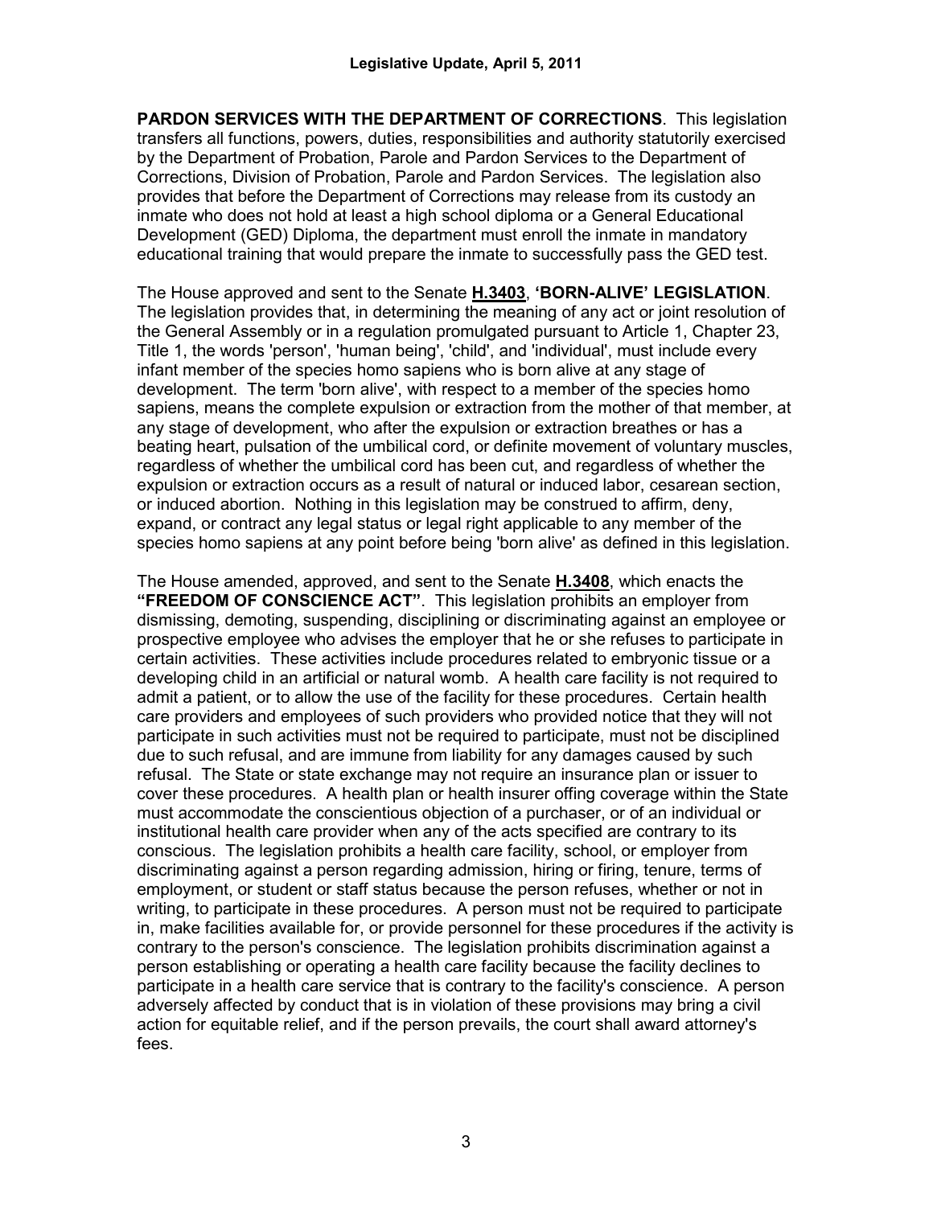**PARDON SERVICES WITH THE DEPARTMENT OF CORRECTIONS**. This legislation transfers all functions, powers, duties, responsibilities and authority statutorily exercised by the Department of Probation, Parole and Pardon Services to the Department of Corrections, Division of Probation, Parole and Pardon Services. The legislation also provides that before the Department of Corrections may release from its custody an inmate who does not hold at least a high school diploma or a General Educational Development (GED) Diploma, the department must enroll the inmate in mandatory educational training that would prepare the inmate to successfully pass the GED test.

The House approved and sent to the Senate **H.3403**, **'BORN-ALIVE' LEGISLATION**. The legislation provides that, in determining the meaning of any act or joint resolution of the General Assembly or in a regulation promulgated pursuant to Article 1, Chapter 23, Title 1, the words 'person', 'human being', 'child', and 'individual', must include every infant member of the species homo sapiens who is born alive at any stage of development. The term 'born alive', with respect to a member of the species homo sapiens, means the complete expulsion or extraction from the mother of that member, at any stage of development, who after the expulsion or extraction breathes or has a beating heart, pulsation of the umbilical cord, or definite movement of voluntary muscles, regardless of whether the umbilical cord has been cut, and regardless of whether the expulsion or extraction occurs as a result of natural or induced labor, cesarean section, or induced abortion. Nothing in this legislation may be construed to affirm, deny, expand, or contract any legal status or legal right applicable to any member of the species homo sapiens at any point before being 'born alive' as defined in this legislation.

The House amended, approved, and sent to the Senate **H.3408**, which enacts the **"FREEDOM OF CONSCIENCE ACT"**. This legislation prohibits an employer from dismissing, demoting, suspending, disciplining or discriminating against an employee or prospective employee who advises the employer that he or she refuses to participate in certain activities. These activities include procedures related to embryonic tissue or a developing child in an artificial or natural womb. A health care facility is not required to admit a patient, or to allow the use of the facility for these procedures. Certain health care providers and employees of such providers who provided notice that they will not participate in such activities must not be required to participate, must not be disciplined due to such refusal, and are immune from liability for any damages caused by such refusal. The State or state exchange may not require an insurance plan or issuer to cover these procedures. A health plan or health insurer offing coverage within the State must accommodate the conscientious objection of a purchaser, or of an individual or institutional health care provider when any of the acts specified are contrary to its conscious. The legislation prohibits a health care facility, school, or employer from discriminating against a person regarding admission, hiring or firing, tenure, terms of employment, or student or staff status because the person refuses, whether or not in writing, to participate in these procedures. A person must not be required to participate in, make facilities available for, or provide personnel for these procedures if the activity is contrary to the person's conscience. The legislation prohibits discrimination against a person establishing or operating a health care facility because the facility declines to participate in a health care service that is contrary to the facility's conscience. A person adversely affected by conduct that is in violation of these provisions may bring a civil action for equitable relief, and if the person prevails, the court shall award attorney's fees.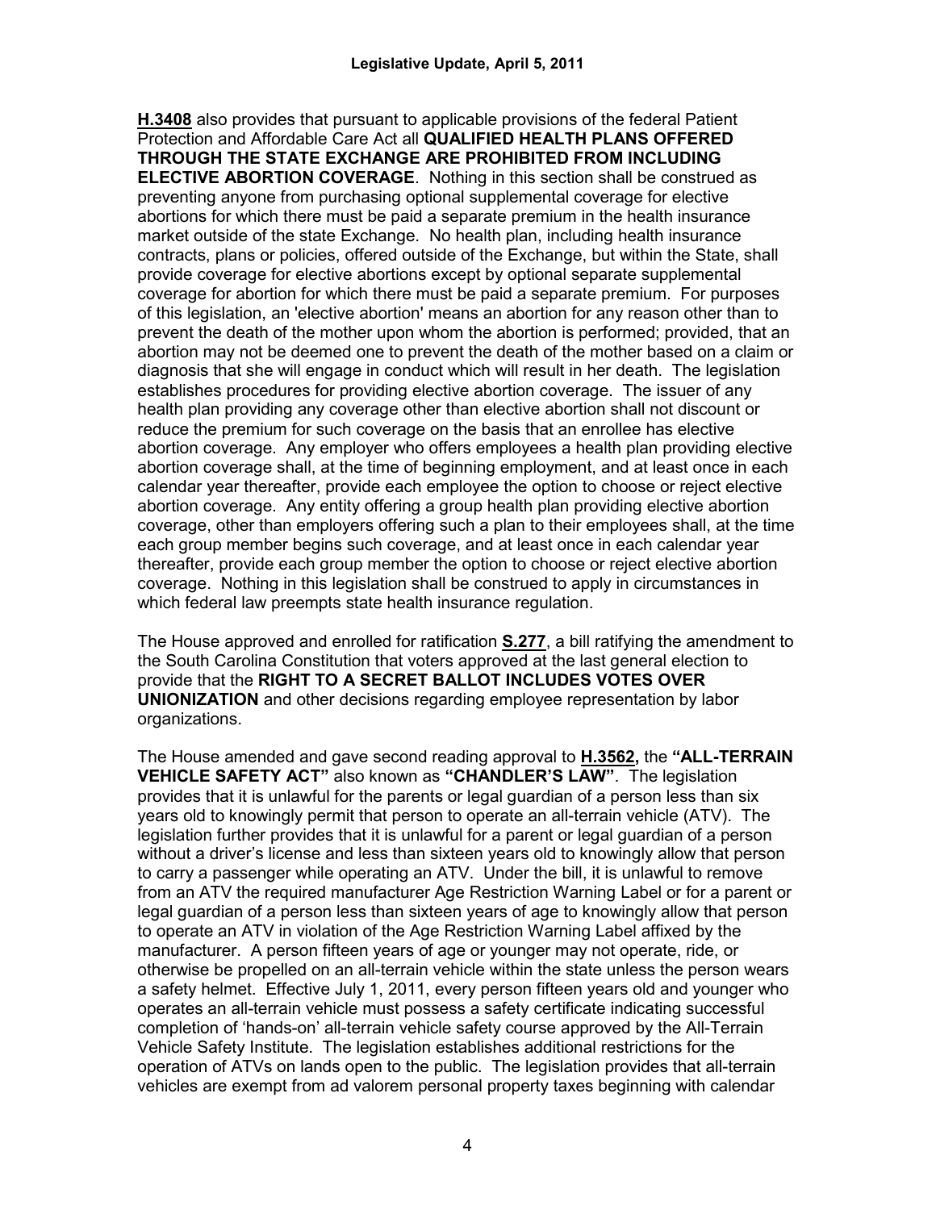**H.3408** also provides that pursuant to applicable provisions of the federal Patient Protection and Affordable Care Act all **QUALIFIED HEALTH PLANS OFFERED THROUGH THE STATE EXCHANGE ARE PROHIBITED FROM INCLUDING ELECTIVE ABORTION COVERAGE**. Nothing in this section shall be construed as preventing anyone from purchasing optional supplemental coverage for elective abortions for which there must be paid a separate premium in the health insurance market outside of the state Exchange. No health plan, including health insurance contracts, plans or policies, offered outside of the Exchange, but within the State, shall provide coverage for elective abortions except by optional separate supplemental coverage for abortion for which there must be paid a separate premium. For purposes of this legislation, an 'elective abortion' means an abortion for any reason other than to prevent the death of the mother upon whom the abortion is performed; provided, that an abortion may not be deemed one to prevent the death of the mother based on a claim or diagnosis that she will engage in conduct which will result in her death. The legislation establishes procedures for providing elective abortion coverage. The issuer of any health plan providing any coverage other than elective abortion shall not discount or reduce the premium for such coverage on the basis that an enrollee has elective abortion coverage. Any employer who offers employees a health plan providing elective abortion coverage shall, at the time of beginning employment, and at least once in each calendar year thereafter, provide each employee the option to choose or reject elective abortion coverage. Any entity offering a group health plan providing elective abortion coverage, other than employers offering such a plan to their employees shall, at the time each group member begins such coverage, and at least once in each calendar year thereafter, provide each group member the option to choose or reject elective abortion coverage. Nothing in this legislation shall be construed to apply in circumstances in which federal law preempts state health insurance regulation.

The House approved and enrolled for ratification **S.277**, a bill ratifying the amendment to the South Carolina Constitution that voters approved at the last general election to provide that the **RIGHT TO A SECRET BALLOT INCLUDES VOTES OVER UNIONIZATION** and other decisions regarding employee representation by labor organizations.

The House amended and gave second reading approval to **H.3562,** the **"ALL-TERRAIN VEHICLE SAFETY ACT"** also known as **"CHANDLER'S LAW"**. The legislation provides that it is unlawful for the parents or legal guardian of a person less than six years old to knowingly permit that person to operate an all-terrain vehicle (ATV). The legislation further provides that it is unlawful for a parent or legal guardian of a person without a driver's license and less than sixteen years old to knowingly allow that person to carry a passenger while operating an ATV. Under the bill, it is unlawful to remove from an ATV the required manufacturer Age Restriction Warning Label or for a parent or legal guardian of a person less than sixteen years of age to knowingly allow that person to operate an ATV in violation of the Age Restriction Warning Label affixed by the manufacturer. A person fifteen years of age or younger may not operate, ride, or otherwise be propelled on an all-terrain vehicle within the state unless the person wears a safety helmet. Effective July 1, 2011, every person fifteen years old and younger who operates an all-terrain vehicle must possess a safety certificate indicating successful completion of 'hands-on' all-terrain vehicle safety course approved by the All-Terrain Vehicle Safety Institute. The legislation establishes additional restrictions for the operation of ATVs on lands open to the public. The legislation provides that all-terrain vehicles are exempt from ad valorem personal property taxes beginning with calendar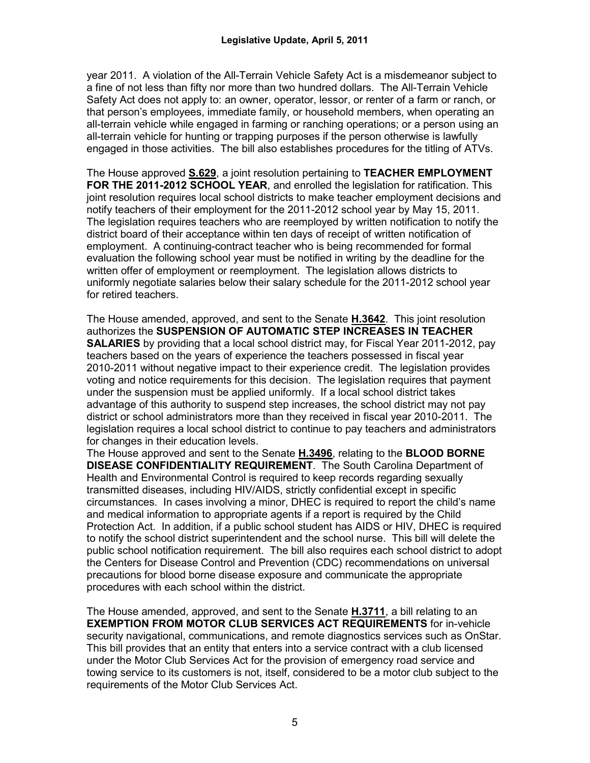year 2011. A violation of the All-Terrain Vehicle Safety Act is a misdemeanor subject to a fine of not less than fifty nor more than two hundred dollars. The All-Terrain Vehicle Safety Act does not apply to: an owner, operator, lessor, or renter of a farm or ranch, or that person's employees, immediate family, or household members, when operating an all-terrain vehicle while engaged in farming or ranching operations; or a person using an all-terrain vehicle for hunting or trapping purposes if the person otherwise is lawfully engaged in those activities. The bill also establishes procedures for the titling of ATVs.

The House approved **S.629**, a joint resolution pertaining to **TEACHER EMPLOYMENT FOR THE 2011-2012 SCHOOL YEAR**, and enrolled the legislation for ratification. This joint resolution requires local school districts to make teacher employment decisions and notify teachers of their employment for the 2011-2012 school year by May 15, 2011. The legislation requires teachers who are reemployed by written notification to notify the district board of their acceptance within ten days of receipt of written notification of employment. A continuing-contract teacher who is being recommended for formal evaluation the following school year must be notified in writing by the deadline for the written offer of employment or reemployment. The legislation allows districts to uniformly negotiate salaries below their salary schedule for the 2011-2012 school year for retired teachers.

The House amended, approved, and sent to the Senate **H.3642**. This joint resolution authorizes the **SUSPENSION OF AUTOMATIC STEP INCREASES IN TEACHER SALARIES** by providing that a local school district may, for Fiscal Year 2011-2012, pay teachers based on the years of experience the teachers possessed in fiscal year 2010-2011 without negative impact to their experience credit. The legislation provides voting and notice requirements for this decision. The legislation requires that payment under the suspension must be applied uniformly. If a local school district takes advantage of this authority to suspend step increases, the school district may not pay district or school administrators more than they received in fiscal year 2010-2011. The legislation requires a local school district to continue to pay teachers and administrators for changes in their education levels.

The House approved and sent to the Senate **H.3496**, relating to the **BLOOD BORNE DISEASE CONFIDENTIALITY REQUIREMENT**. The South Carolina Department of Health and Environmental Control is required to keep records regarding sexually transmitted diseases, including HIV/AIDS, strictly confidential except in specific circumstances. In cases involving a minor, DHEC is required to report the child's name and medical information to appropriate agents if a report is required by the Child Protection Act. In addition, if a public school student has AIDS or HIV, DHEC is required to notify the school district superintendent and the school nurse. This bill will delete the public school notification requirement. The bill also requires each school district to adopt the Centers for Disease Control and Prevention (CDC) recommendations on universal precautions for blood borne disease exposure and communicate the appropriate procedures with each school within the district.

The House amended, approved, and sent to the Senate **H.3711**, a bill relating to an **EXEMPTION FROM MOTOR CLUB SERVICES ACT REQUIREMENTS** for in-vehicle security navigational, communications, and remote diagnostics services such as OnStar. This bill provides that an entity that enters into a service contract with a club licensed under the Motor Club Services Act for the provision of emergency road service and towing service to its customers is not, itself, considered to be a motor club subject to the requirements of the Motor Club Services Act.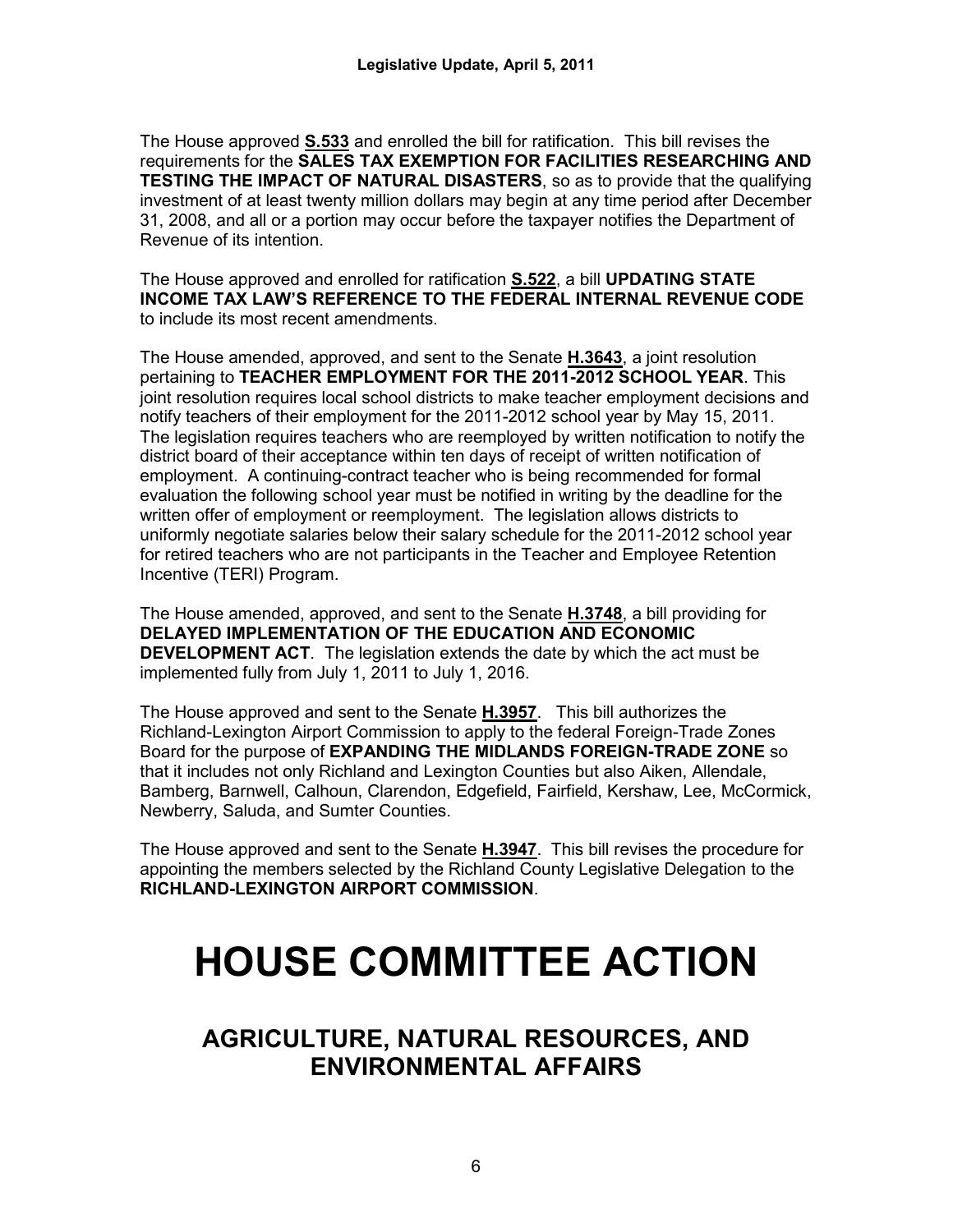The House approved **S.533** and enrolled the bill for ratification. This bill revises the requirements for the **SALES TAX EXEMPTION FOR FACILITIES RESEARCHING AND TESTING THE IMPACT OF NATURAL DISASTERS**, so as to provide that the qualifying investment of at least twenty million dollars may begin at any time period after December 31, 2008, and all or a portion may occur before the taxpayer notifies the Department of Revenue of its intention.

The House approved and enrolled for ratification **S.522**, a bill **UPDATING STATE INCOME TAX LAW'S REFERENCE TO THE FEDERAL INTERNAL REVENUE CODE** to include its most recent amendments.

The House amended, approved, and sent to the Senate **H.3643**, a joint resolution pertaining to **TEACHER EMPLOYMENT FOR THE 2011-2012 SCHOOL YEAR**. This joint resolution requires local school districts to make teacher employment decisions and notify teachers of their employment for the 2011-2012 school year by May 15, 2011. The legislation requires teachers who are reemployed by written notification to notify the district board of their acceptance within ten days of receipt of written notification of employment. A continuing-contract teacher who is being recommended for formal evaluation the following school year must be notified in writing by the deadline for the written offer of employment or reemployment. The legislation allows districts to uniformly negotiate salaries below their salary schedule for the 2011-2012 school year for retired teachers who are not participants in the Teacher and Employee Retention Incentive (TERI) Program.

The House amended, approved, and sent to the Senate **H.3748**, a bill providing for **DELAYED IMPLEMENTATION OF THE EDUCATION AND ECONOMIC DEVELOPMENT ACT**. The legislation extends the date by which the act must be implemented fully from July 1, 2011 to July 1, 2016.

The House approved and sent to the Senate **H.3957**. This bill authorizes the Richland-Lexington Airport Commission to apply to the federal Foreign-Trade Zones Board for the purpose of **EXPANDING THE MIDLANDS FOREIGN-TRADE ZONE** so that it includes not only Richland and Lexington Counties but also Aiken, Allendale, Bamberg, Barnwell, Calhoun, Clarendon, Edgefield, Fairfield, Kershaw, Lee, McCormick, Newberry, Saluda, and Sumter Counties.

The House approved and sent to the Senate **H.3947**. This bill revises the procedure for appointing the members selected by the Richland County Legislative Delegation to the **RICHLAND-LEXINGTON AIRPORT COMMISSION**.

# HOUSE COMMITTEE ACTION

## AGRICULTURE, NATURAL RESOURCES, AND ENVIRONMENTAL AFFAIRS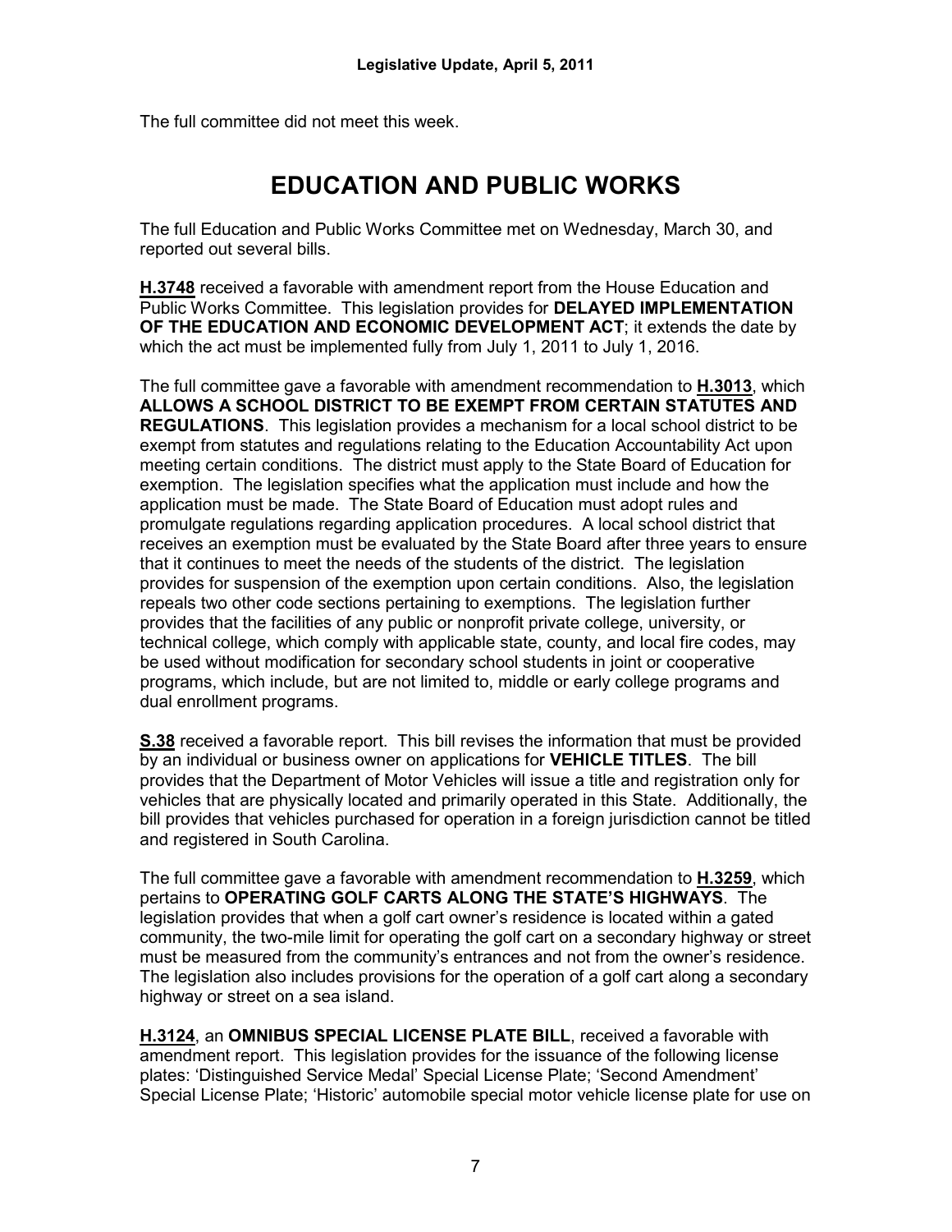The full committee did not meet this week.

# EDUCATION AND PUBLIC WORKS

The full Education and Public Works Committee met on Wednesday, March 30, and reported out several bills.

**H.3748** received a favorable with amendment report from the House Education and Public Works Committee. This legislation provides for **DELAYED IMPLEMENTATION OF THE EDUCATION AND ECONOMIC DEVELOPMENT ACT**; it extends the date by which the act must be implemented fully from July 1, 2011 to July 1, 2016.

The full committee gave a favorable with amendment recommendation to **H.3013**, which **ALLOWS A SCHOOL DISTRICT TO BE EXEMPT FROM CERTAIN STATUTES AND REGULATIONS**. This legislation provides a mechanism for a local school district to be exempt from statutes and regulations relating to the Education Accountability Act upon meeting certain conditions. The district must apply to the State Board of Education for exemption. The legislation specifies what the application must include and how the application must be made. The State Board of Education must adopt rules and promulgate regulations regarding application procedures. A local school district that receives an exemption must be evaluated by the State Board after three years to ensure that it continues to meet the needs of the students of the district. The legislation provides for suspension of the exemption upon certain conditions. Also, the legislation repeals two other code sections pertaining to exemptions. The legislation further provides that the facilities of any public or nonprofit private college, university, or technical college, which comply with applicable state, county, and local fire codes, may be used without modification for secondary school students in joint or cooperative programs, which include, but are not limited to, middle or early college programs and dual enrollment programs.

**S.38** received a favorable report. This bill revises the information that must be provided by an individual or business owner on applications for **VEHICLE TITLES**. The bill provides that the Department of Motor Vehicles will issue a title and registration only for vehicles that are physically located and primarily operated in this State. Additionally, the bill provides that vehicles purchased for operation in a foreign jurisdiction cannot be titled and registered in South Carolina.

The full committee gave a favorable with amendment recommendation to **H.3259**, which pertains to **OPERATING GOLF CARTS ALONG THE STATE'S HIGHWAYS**. The legislation provides that when a golf cart owner's residence is located within a gated community, the two-mile limit for operating the golf cart on a secondary highway or street must be measured from the community's entrances and not from the owner's residence. The legislation also includes provisions for the operation of a golf cart along a secondary highway or street on a sea island.

**H.3124**, an **OMNIBUS SPECIAL LICENSE PLATE BILL**, received a favorable with amendment report. This legislation provides for the issuance of the following license plates: 'Distinguished Service Medal' Special License Plate; 'Second Amendment' Special License Plate; 'Historic' automobile special motor vehicle license plate for use on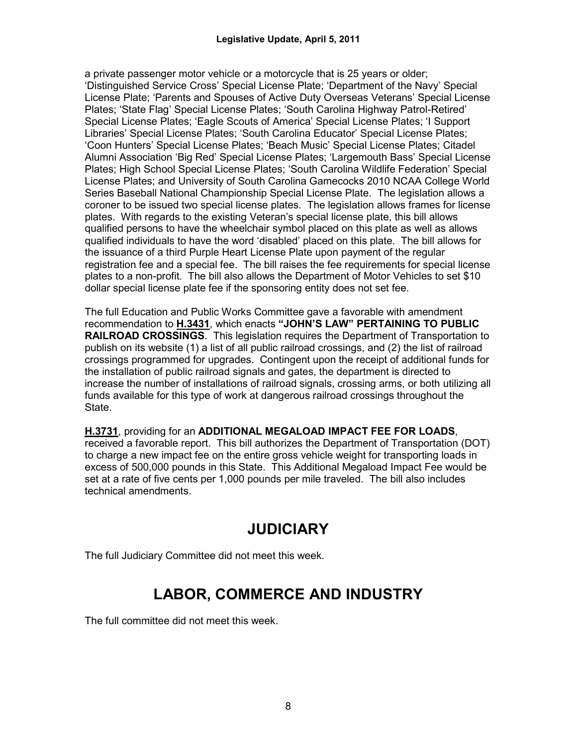a private passenger motor vehicle or a motorcycle that is 25 years or older; 'Distinguished Service Cross' Special License Plate; 'Department of the Navy' Special License Plate; 'Parents and Spouses of Active Duty Overseas Veterans' Special License Plates; 'State Flag' Special License Plates; 'South Carolina Highway Patrol-Retired' Special License Plates; 'Eagle Scouts of America' Special License Plates; 'I Support Libraries' Special License Plates; 'South Carolina Educator' Special License Plates; 'Coon Hunters' Special License Plates; 'Beach Music' Special License Plates; Citadel Alumni Association 'Big Red' Special License Plates; 'Largemouth Bass' Special License Plates; High School Special License Plates; 'South Carolina Wildlife Federation' Special License Plates; and University of South Carolina Gamecocks 2010 NCAA College World Series Baseball National Championship Special License Plate. The legislation allows a coroner to be issued two special license plates. The legislation allows frames for license plates. With regards to the existing Veteran's special license plate, this bill allows qualified persons to have the wheelchair symbol placed on this plate as well as allows qualified individuals to have the word 'disabled' placed on this plate. The bill allows for the issuance of a third Purple Heart License Plate upon payment of the regular registration fee and a special fee. The bill raises the fee requirements for special license plates to a non-profit. The bill also allows the Department of Motor Vehicles to set $10 dollar special license plate fee if the sponsoring entity does not set fee.

The full Education and Public Works Committee gave a favorable with amendment recommendation to **H.3431**, which enacts **"JOHN'S LAW" PERTAINING TO PUBLIC RAILROAD CROSSINGS**. This legislation requires the Department of Transportation to publish on its website (1) a list of all public railroad crossings, and (2) the list of railroad crossings programmed for upgrades. Contingent upon the receipt of additional funds for the installation of public railroad signals and gates, the department is directed to increase the number of installations of railroad signals, crossing arms, or both utilizing all funds available for this type of work at dangerous railroad crossings throughout the State.

**H.3731**, providing for an **ADDITIONAL MEGALOAD IMPACT FEE FOR LOADS**, received a favorable report. This bill authorizes the Department of Transportation (DOT) to charge a new impact fee on the entire gross vehicle weight for transporting loads in excess of 500,000 pounds in this State. This Additional Megaload Impact Fee would be set at a rate of five cents per 1,000 pounds per mile traveled. The bill also includes technical amendments.

# JUDICIARY

The full Judiciary Committee did not meet this week.

# LABOR, COMMERCE AND INDUSTRY

The full committee did not meet this week.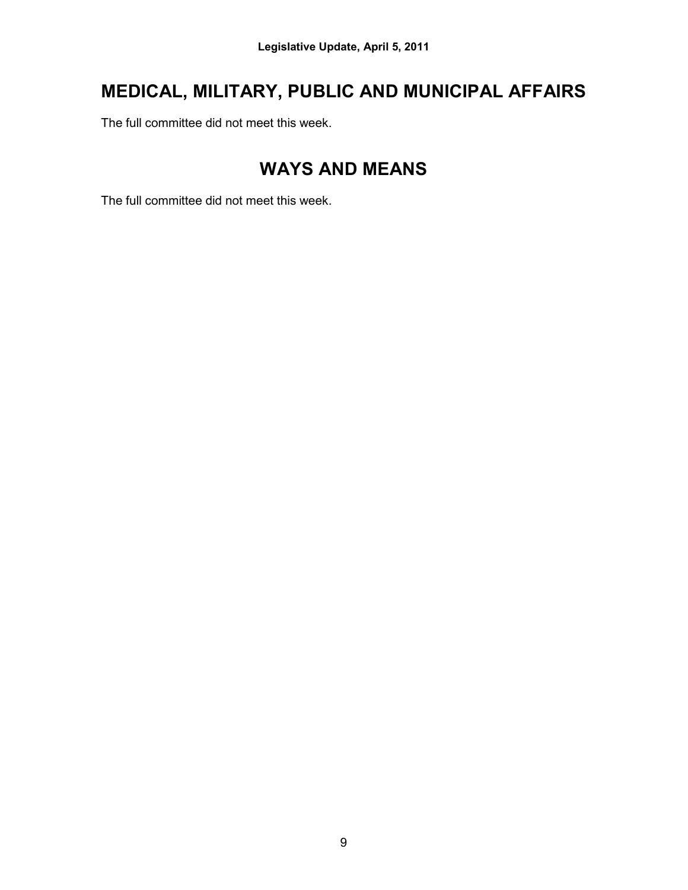## MEDICAL, MILITARY, PUBLIC AND MUNICIPAL AFFAIRS

The full committee did not meet this week.

## WAYS AND MEANS

The full committee did not meet this week.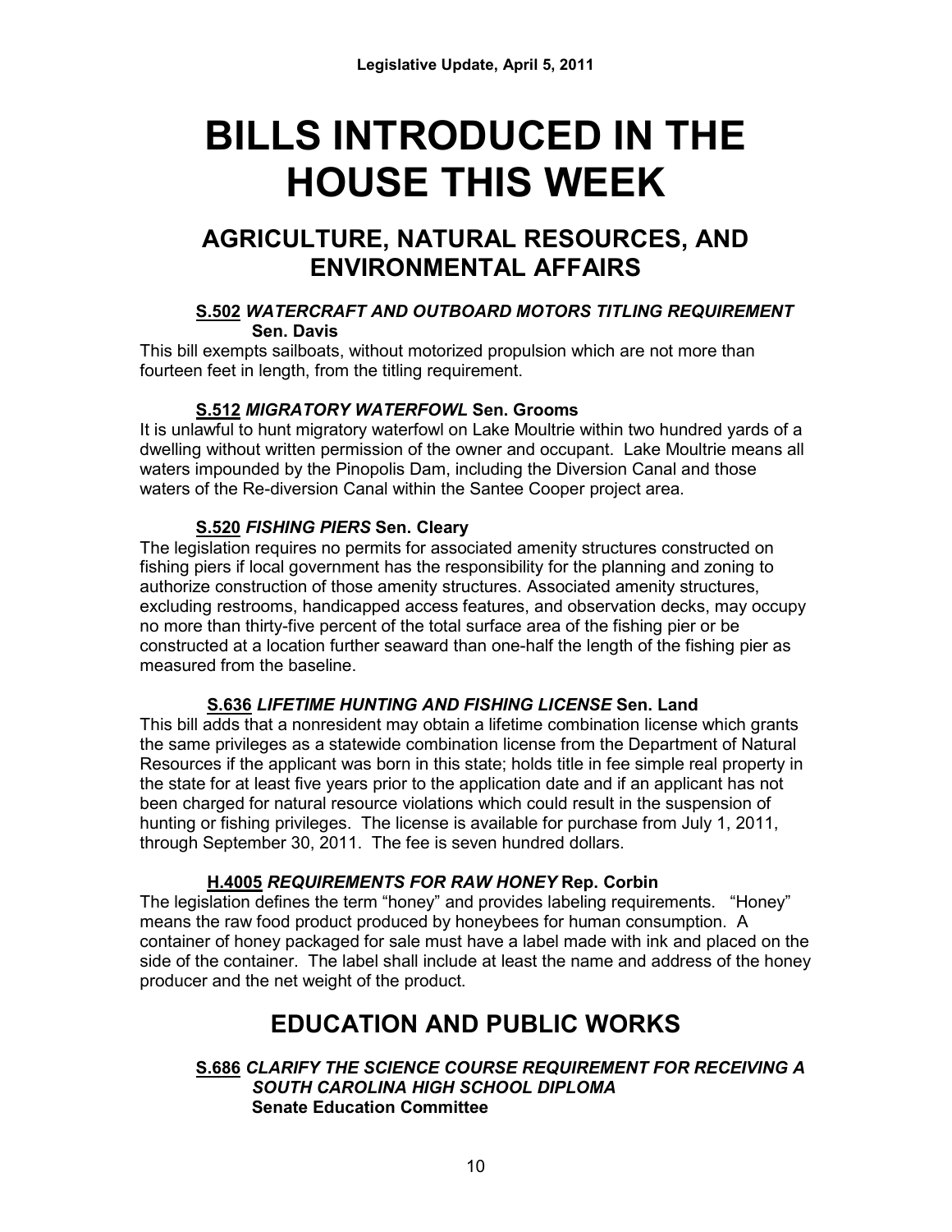# BILLS INTRODUCED IN THE HOUSE THIS WEEK

## AGRICULTURE, NATURAL RESOURCES, AND ENVIRONMENTAL AFFAIRS

**S.502** ***WATERCRAFT AND OUTBOARD MOTORS TITLING REQUIREMENT*** **Sen. Davis**

This bill exempts sailboats, without motorized propulsion which are not more than fourteen feet in length, from the titling requirement.

**S.512** ***MIGRATORY WATERFOWL*** **Sen. Grooms**

It is unlawful to hunt migratory waterfowl on Lake Moultrie within two hundred yards of a dwelling without written permission of the owner and occupant. Lake Moultrie means all waters impounded by the Pinopolis Dam, including the Diversion Canal and those waters of the Re-diversion Canal within the Santee Cooper project area.

**S.520** ***FISHING PIERS*** **Sen. Cleary**

The legislation requires no permits for associated amenity structures constructed on fishing piers if local government has the responsibility for the planning and zoning to authorize construction of those amenity structures. Associated amenity structures, excluding restrooms, handicapped access features, and observation decks, may occupy no more than thirty-five percent of the total surface area of the fishing pier or be constructed at a location further seaward than one-half the length of the fishing pier as measured from the baseline.

**S.636** ***LIFETIME HUNTING AND FISHING LICENSE*** **Sen. Land**

This bill adds that a nonresident may obtain a lifetime combination license which grants the same privileges as a statewide combination license from the Department of Natural Resources if the applicant was born in this state; holds title in fee simple real property in the state for at least five years prior to the application date and if an applicant has not been charged for natural resource violations which could result in the suspension of hunting or fishing privileges. The license is available for purchase from July 1, 2011, through September 30, 2011. The fee is seven hundred dollars.

**H.4005** ***REQUIREMENTS FOR RAW HONEY*** **Rep. Corbin**

The legislation defines the term "honey" and provides labeling requirements. "Honey" means the raw food product produced by honeybees for human consumption. A container of honey packaged for sale must have a label made with ink and placed on the side of the container. The label shall include at least the name and address of the honey producer and the net weight of the product.

## EDUCATION AND PUBLIC WORKS

**S.686** ***CLARIFY THE SCIENCE COURSE REQUIREMENT FOR RECEIVING A SOUTH CAROLINA HIGH SCHOOL DIPLOMA*** **Senate Education Committee**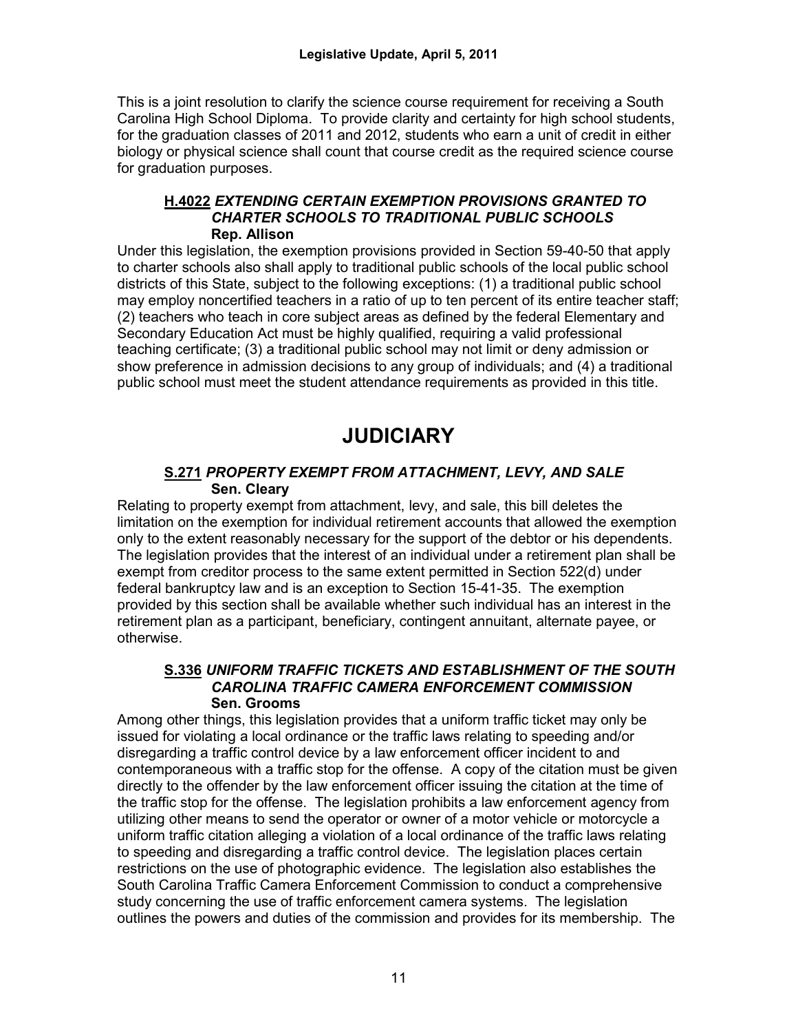This is a joint resolution to clarify the science course requirement for receiving a South Carolina High School Diploma. To provide clarity and certainty for high school students, for the graduation classes of 2011 and 2012, students who earn a unit of credit in either biology or physical science shall count that course credit as the required science course for graduation purposes.

### <u>H.4022</u> *EXTENDING CERTAIN EXEMPTION PROVISIONS GRANTED TO CHARTER SCHOOLS TO TRADITIONAL PUBLIC SCHOOLS*
**Rep. Allison**

Under this legislation, the exemption provisions provided in Section 59-40-50 that apply to charter schools also shall apply to traditional public schools of the local public school districts of this State, subject to the following exceptions: (1) a traditional public school may employ noncertified teachers in a ratio of up to ten percent of its entire teacher staff; (2) teachers who teach in core subject areas as defined by the federal Elementary and Secondary Education Act must be highly qualified, requiring a valid professional teaching certificate; (3) a traditional public school may not limit or deny admission or show preference in admission decisions to any group of individuals; and (4) a traditional public school must meet the student attendance requirements as provided in this title.

# JUDICIARY

### <u>S.271</u> *PROPERTY EXEMPT FROM ATTACHMENT, LEVY, AND SALE*
**Sen. Cleary**

Relating to property exempt from attachment, levy, and sale, this bill deletes the limitation on the exemption for individual retirement accounts that allowed the exemption only to the extent reasonably necessary for the support of the debtor or his dependents. The legislation provides that the interest of an individual under a retirement plan shall be exempt from creditor process to the same extent permitted in Section 522(d) under federal bankruptcy law and is an exception to Section 15-41-35. The exemption provided by this section shall be available whether such individual has an interest in the retirement plan as a participant, beneficiary, contingent annuitant, alternate payee, or otherwise.

### <u>S.336</u> *UNIFORM TRAFFIC TICKETS AND ESTABLISHMENT OF THE SOUTH CAROLINA TRAFFIC CAMERA ENFORCEMENT COMMISSION*
**Sen. Grooms**

Among other things, this legislation provides that a uniform traffic ticket may only be issued for violating a local ordinance or the traffic laws relating to speeding and/or disregarding a traffic control device by a law enforcement officer incident to and contemporaneous with a traffic stop for the offense. A copy of the citation must be given directly to the offender by the law enforcement officer issuing the citation at the time of the traffic stop for the offense. The legislation prohibits a law enforcement agency from utilizing other means to send the operator or owner of a motor vehicle or motorcycle a uniform traffic citation alleging a violation of a local ordinance of the traffic laws relating to speeding and disregarding a traffic control device. The legislation places certain restrictions on the use of photographic evidence. The legislation also establishes the South Carolina Traffic Camera Enforcement Commission to conduct a comprehensive study concerning the use of traffic enforcement camera systems. The legislation outlines the powers and duties of the commission and provides for its membership. The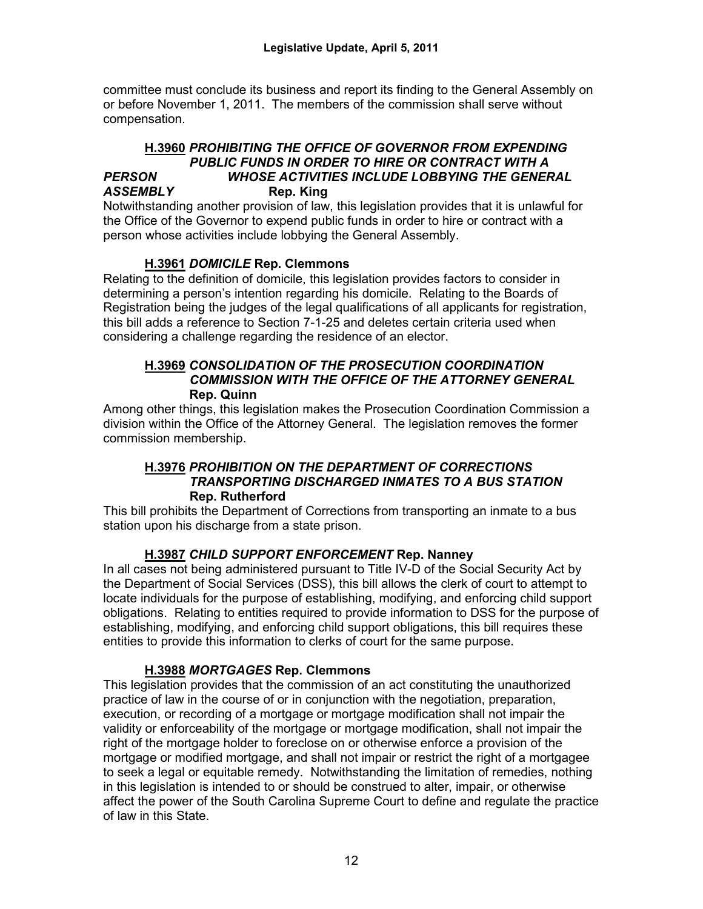committee must conclude its business and report its finding to the General Assembly on or before November 1, 2011. The members of the commission shall serve without compensation.

### **H.3960** ***PROHIBITING THE OFFICE OF GOVERNOR FROM EXPENDING PUBLIC FUNDS IN ORDER TO HIRE OR CONTRACT WITH A PERSON WHOSE ACTIVITIES INCLUDE LOBBYING THE GENERAL ASSEMBLY*** **Rep. King**

Notwithstanding another provision of law, this legislation provides that it is unlawful for the Office of the Governor to expend public funds in order to hire or contract with a person whose activities include lobbying the General Assembly.

### **H.3961** ***DOMICILE*** **Rep. Clemmons**

Relating to the definition of domicile, this legislation provides factors to consider in determining a person's intention regarding his domicile. Relating to the Boards of Registration being the judges of the legal qualifications of all applicants for registration, this bill adds a reference to Section 7-1-25 and deletes certain criteria used when considering a challenge regarding the residence of an elector.

### **H.3969** ***CONSOLIDATION OF THE PROSECUTION COORDINATION COMMISSION WITH THE OFFICE OF THE ATTORNEY GENERAL*** **Rep. Quinn**

Among other things, this legislation makes the Prosecution Coordination Commission a division within the Office of the Attorney General. The legislation removes the former commission membership.

### **H.3976** ***PROHIBITION ON THE DEPARTMENT OF CORRECTIONS TRANSPORTING DISCHARGED INMATES TO A BUS STATION*** **Rep. Rutherford**

This bill prohibits the Department of Corrections from transporting an inmate to a bus station upon his discharge from a state prison.

### **H.3987** ***CHILD SUPPORT ENFORCEMENT*** **Rep. Nanney**

In all cases not being administered pursuant to Title IV-D of the Social Security Act by the Department of Social Services (DSS), this bill allows the clerk of court to attempt to locate individuals for the purpose of establishing, modifying, and enforcing child support obligations. Relating to entities required to provide information to DSS for the purpose of establishing, modifying, and enforcing child support obligations, this bill requires these entities to provide this information to clerks of court for the same purpose.

### **H.3988** ***MORTGAGES*** **Rep. Clemmons**

This legislation provides that the commission of an act constituting the unauthorized practice of law in the course of or in conjunction with the negotiation, preparation, execution, or recording of a mortgage or mortgage modification shall not impair the validity or enforceability of the mortgage or mortgage modification, shall not impair the right of the mortgage holder to foreclose on or otherwise enforce a provision of the mortgage or modified mortgage, and shall not impair or restrict the right of a mortgagee to seek a legal or equitable remedy. Notwithstanding the limitation of remedies, nothing in this legislation is intended to or should be construed to alter, impair, or otherwise affect the power of the South Carolina Supreme Court to define and regulate the practice of law in this State.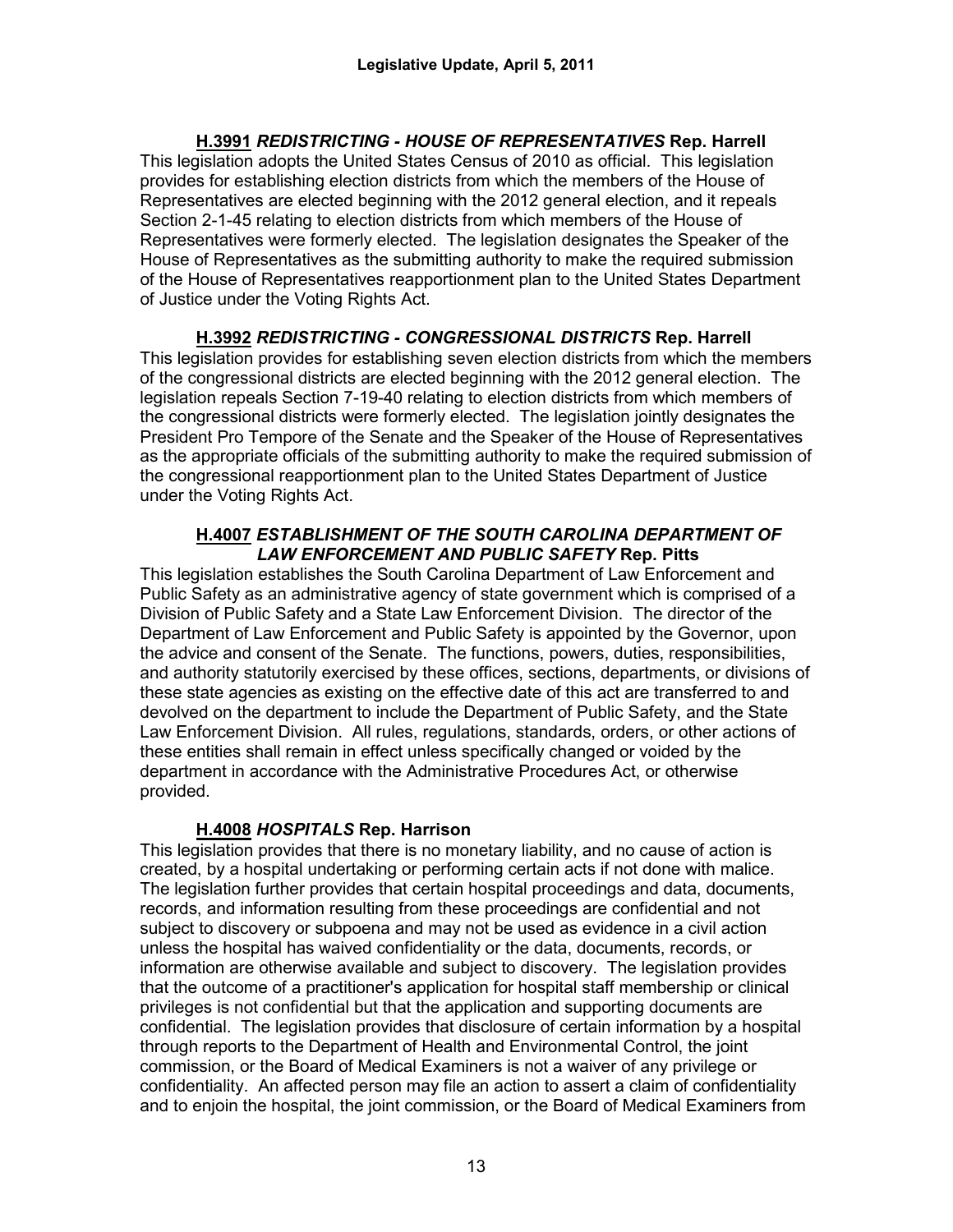**H.3991** ***REDISTRICTING - HOUSE OF REPRESENTATIVES*** **Rep. Harrell**

This legislation adopts the United States Census of 2010 as official. This legislation provides for establishing election districts from which the members of the House of Representatives are elected beginning with the 2012 general election, and it repeals Section 2-1-45 relating to election districts from which members of the House of Representatives were formerly elected. The legislation designates the Speaker of the House of Representatives as the submitting authority to make the required submission of the House of Representatives reapportionment plan to the United States Department of Justice under the Voting Rights Act.

**H.3992** ***REDISTRICTING - CONGRESSIONAL DISTRICTS*** **Rep. Harrell**

This legislation provides for establishing seven election districts from which the members of the congressional districts are elected beginning with the 2012 general election. The legislation repeals Section 7-19-40 relating to election districts from which members of the congressional districts were formerly elected. The legislation jointly designates the President Pro Tempore of the Senate and the Speaker of the House of Representatives as the appropriate officials of the submitting authority to make the required submission of the congressional reapportionment plan to the United States Department of Justice under the Voting Rights Act.

**H.4007** ***ESTABLISHMENT OF THE SOUTH CAROLINA DEPARTMENT OF LAW ENFORCEMENT AND PUBLIC SAFETY*** **Rep. Pitts**

This legislation establishes the South Carolina Department of Law Enforcement and Public Safety as an administrative agency of state government which is comprised of a Division of Public Safety and a State Law Enforcement Division. The director of the Department of Law Enforcement and Public Safety is appointed by the Governor, upon the advice and consent of the Senate. The functions, powers, duties, responsibilities, and authority statutorily exercised by these offices, sections, departments, or divisions of these state agencies as existing on the effective date of this act are transferred to and devolved on the department to include the Department of Public Safety, and the State Law Enforcement Division. All rules, regulations, standards, orders, or other actions of these entities shall remain in effect unless specifically changed or voided by the department in accordance with the Administrative Procedures Act, or otherwise provided.

**H.4008** ***HOSPITALS*** **Rep. Harrison**

This legislation provides that there is no monetary liability, and no cause of action is created, by a hospital undertaking or performing certain acts if not done with malice. The legislation further provides that certain hospital proceedings and data, documents, records, and information resulting from these proceedings are confidential and not subject to discovery or subpoena and may not be used as evidence in a civil action unless the hospital has waived confidentiality or the data, documents, records, or information are otherwise available and subject to discovery. The legislation provides that the outcome of a practitioner's application for hospital staff membership or clinical privileges is not confidential but that the application and supporting documents are confidential. The legislation provides that disclosure of certain information by a hospital through reports to the Department of Health and Environmental Control, the joint commission, or the Board of Medical Examiners is not a waiver of any privilege or confidentiality. An affected person may file an action to assert a claim of confidentiality and to enjoin the hospital, the joint commission, or the Board of Medical Examiners from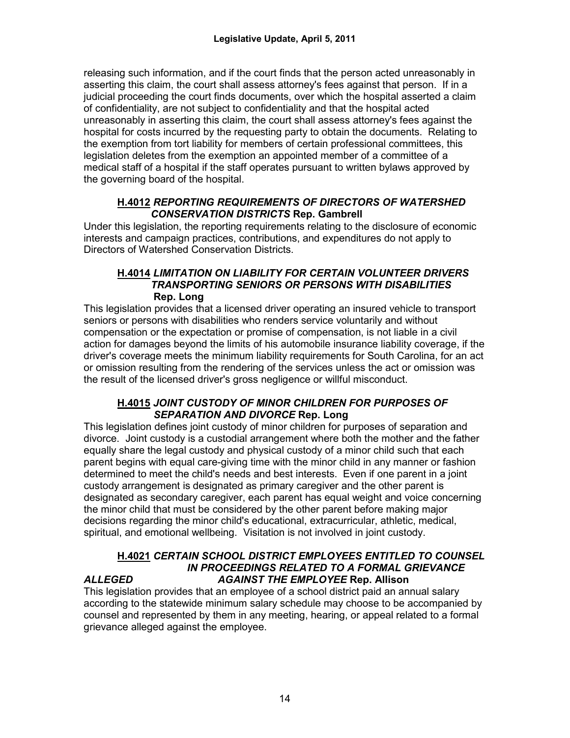releasing such information, and if the court finds that the person acted unreasonably in asserting this claim, the court shall assess attorney's fees against that person. If in a judicial proceeding the court finds documents, over which the hospital asserted a claim of confidentiality, are not subject to confidentiality and that the hospital acted unreasonably in asserting this claim, the court shall assess attorney's fees against the hospital for costs incurred by the requesting party to obtain the documents. Relating to the exemption from tort liability for members of certain professional committees, this legislation deletes from the exemption an appointed member of a committee of a medical staff of a hospital if the staff operates pursuant to written bylaws approved by the governing board of the hospital.

**H.4012** ***REPORTING REQUIREMENTS OF DIRECTORS OF WATERSHED CONSERVATION DISTRICTS*** **Rep. Gambrell**

Under this legislation, the reporting requirements relating to the disclosure of economic interests and campaign practices, contributions, and expenditures do not apply to Directors of Watershed Conservation Districts.

**H.4014** ***LIMITATION ON LIABILITY FOR CERTAIN VOLUNTEER DRIVERS TRANSPORTING SENIORS OR PERSONS WITH DISABILITIES*** **Rep. Long**

This legislation provides that a licensed driver operating an insured vehicle to transport seniors or persons with disabilities who renders service voluntarily and without compensation or the expectation or promise of compensation, is not liable in a civil action for damages beyond the limits of his automobile insurance liability coverage, if the driver's coverage meets the minimum liability requirements for South Carolina, for an act or omission resulting from the rendering of the services unless the act or omission was the result of the licensed driver's gross negligence or willful misconduct.

**H.4015** ***JOINT CUSTODY OF MINOR CHILDREN FOR PURPOSES OF SEPARATION AND DIVORCE*** **Rep. Long**

This legislation defines joint custody of minor children for purposes of separation and divorce. Joint custody is a custodial arrangement where both the mother and the father equally share the legal custody and physical custody of a minor child such that each parent begins with equal care-giving time with the minor child in any manner or fashion determined to meet the child's needs and best interests. Even if one parent in a joint custody arrangement is designated as primary caregiver and the other parent is designated as secondary caregiver, each parent has equal weight and voice concerning the minor child that must be considered by the other parent before making major decisions regarding the minor child's educational, extracurricular, athletic, medical, spiritual, and emotional wellbeing. Visitation is not involved in joint custody.

**H.4021** ***CERTAIN SCHOOL DISTRICT EMPLOYEES ENTITLED TO COUNSEL IN PROCEEDINGS RELATED TO A FORMAL GRIEVANCE ALLEGED AGAINST THE EMPLOYEE*** **Rep. Allison**

This legislation provides that an employee of a school district paid an annual salary according to the statewide minimum salary schedule may choose to be accompanied by counsel and represented by them in any meeting, hearing, or appeal related to a formal grievance alleged against the employee.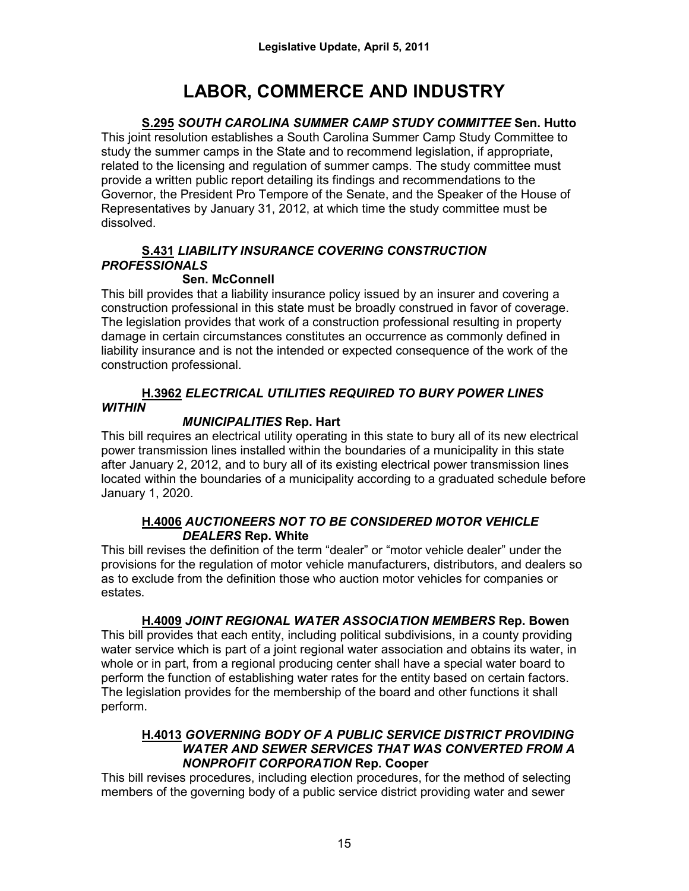# LABOR, COMMERCE AND INDUSTRY

**S.295** ***SOUTH CAROLINA SUMMER CAMP STUDY COMMITTEE*** **Sen. Hutto**

This joint resolution establishes a South Carolina Summer Camp Study Committee to study the summer camps in the State and to recommend legislation, if appropriate, related to the licensing and regulation of summer camps. The study committee must provide a written public report detailing its findings and recommendations to the Governor, the President Pro Tempore of the Senate, and the Speaker of the House of Representatives by January 31, 2012, at which time the study committee must be dissolved.

**S.431** ***LIABILITY INSURANCE COVERING CONSTRUCTION PROFESSIONALS*** **Sen. McConnell**

This bill provides that a liability insurance policy issued by an insurer and covering a construction professional in this state must be broadly construed in favor of coverage. The legislation provides that work of a construction professional resulting in property damage in certain circumstances constitutes an occurrence as commonly defined in liability insurance and is not the intended or expected consequence of the work of the construction professional.

**H.3962** ***ELECTRICAL UTILITIES REQUIRED TO BURY POWER LINES WITHIN MUNICIPALITIES*** **Rep. Hart**

This bill requires an electrical utility operating in this state to bury all of its new electrical power transmission lines installed within the boundaries of a municipality in this state after January 2, 2012, and to bury all of its existing electrical power transmission lines located within the boundaries of a municipality according to a graduated schedule before January 1, 2020.

**H.4006** ***AUCTIONEERS NOT TO BE CONSIDERED MOTOR VEHICLE DEALERS*** **Rep. White**

This bill revises the definition of the term "dealer" or "motor vehicle dealer" under the provisions for the regulation of motor vehicle manufacturers, distributors, and dealers so as to exclude from the definition those who auction motor vehicles for companies or estates.

**H.4009** ***JOINT REGIONAL WATER ASSOCIATION MEMBERS*** **Rep. Bowen**

This bill provides that each entity, including political subdivisions, in a county providing water service which is part of a joint regional water association and obtains its water, in whole or in part, from a regional producing center shall have a special water board to perform the function of establishing water rates for the entity based on certain factors. The legislation provides for the membership of the board and other functions it shall perform.

**H.4013** ***GOVERNING BODY OF A PUBLIC SERVICE DISTRICT PROVIDING WATER AND SEWER SERVICES THAT WAS CONVERTED FROM A NONPROFIT CORPORATION*** **Rep. Cooper**

This bill revises procedures, including election procedures, for the method of selecting members of the governing body of a public service district providing water and sewer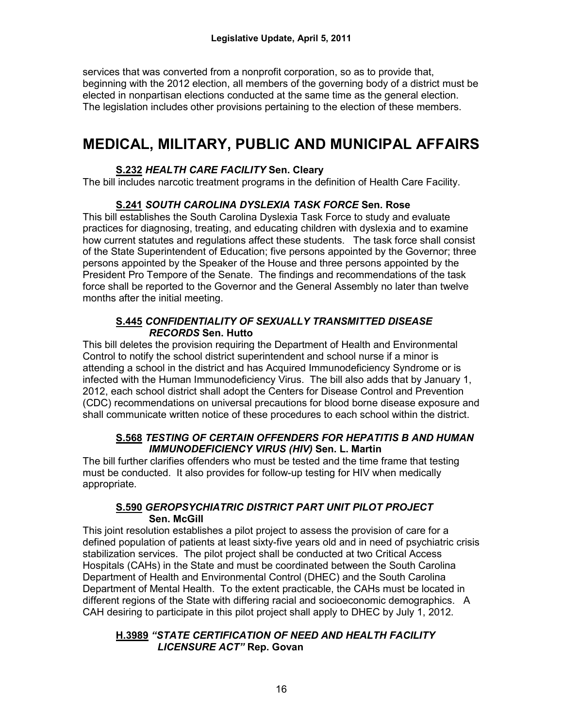services that was converted from a nonprofit corporation, so as to provide that, beginning with the 2012 election, all members of the governing body of a district must be elected in nonpartisan elections conducted at the same time as the general election. The legislation includes other provisions pertaining to the election of these members.

# MEDICAL, MILITARY, PUBLIC AND MUNICIPAL AFFAIRS

### S.232 *HEALTH CARE FACILITY* Sen. Cleary

The bill includes narcotic treatment programs in the definition of Health Care Facility.

### S.241 *SOUTH CAROLINA DYSLEXIA TASK FORCE* Sen. Rose

This bill establishes the South Carolina Dyslexia Task Force to study and evaluate practices for diagnosing, treating, and educating children with dyslexia and to examine how current statutes and regulations affect these students. The task force shall consist of the State Superintendent of Education; five persons appointed by the Governor; three persons appointed by the Speaker of the House and three persons appointed by the President Pro Tempore of the Senate. The findings and recommendations of the task force shall be reported to the Governor and the General Assembly no later than twelve months after the initial meeting.

### S.445 *CONFIDENTIALITY OF SEXUALLY TRANSMITTED DISEASE RECORDS* Sen. Hutto

This bill deletes the provision requiring the Department of Health and Environmental Control to notify the school district superintendent and school nurse if a minor is attending a school in the district and has Acquired Immunodeficiency Syndrome or is infected with the Human Immunodeficiency Virus. The bill also adds that by January 1, 2012, each school district shall adopt the Centers for Disease Control and Prevention (CDC) recommendations on universal precautions for blood borne disease exposure and shall communicate written notice of these procedures to each school within the district.

### S.568 *TESTING OF CERTAIN OFFENDERS FOR HEPATITIS B AND HUMAN IMMUNODEFICIENCY VIRUS (HIV)* Sen. L. Martin

The bill further clarifies offenders who must be tested and the time frame that testing must be conducted. It also provides for follow-up testing for HIV when medically appropriate.

### S.590 *GEROPSYCHIATRIC DISTRICT PART UNIT PILOT PROJECT* Sen. McGill

This joint resolution establishes a pilot project to assess the provision of care for a defined population of patients at least sixty-five years old and in need of psychiatric crisis stabilization services. The pilot project shall be conducted at two Critical Access Hospitals (CAHs) in the State and must be coordinated between the South Carolina Department of Health and Environmental Control (DHEC) and the South Carolina Department of Mental Health. To the extent practicable, the CAHs must be located in different regions of the State with differing racial and socioeconomic demographics. A CAH desiring to participate in this pilot project shall apply to DHEC by July 1, 2012.

### H.3989 *"STATE CERTIFICATION OF NEED AND HEALTH FACILITY LICENSURE ACT"* Rep. Govan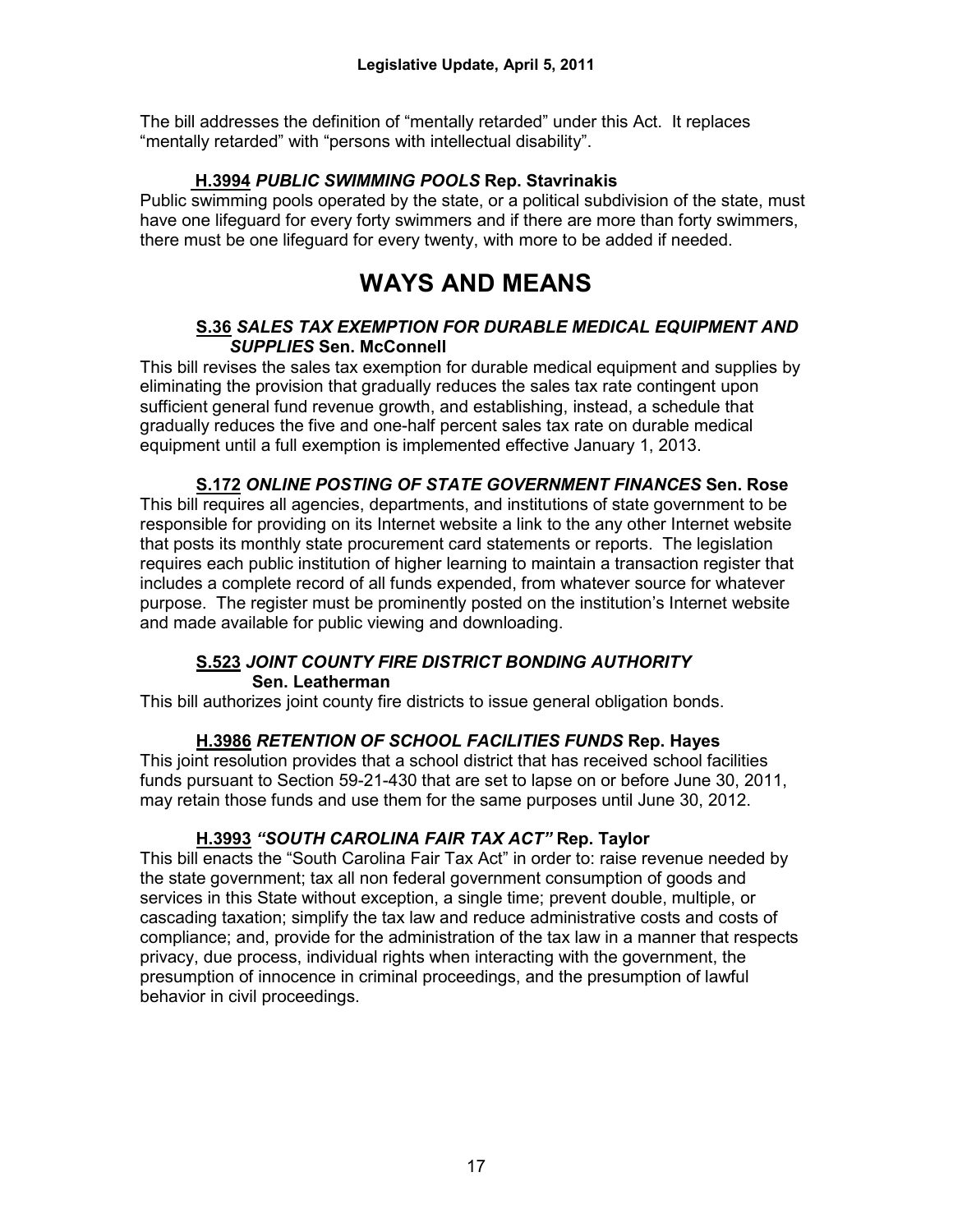The bill addresses the definition of "mentally retarded" under this Act. It replaces "mentally retarded" with "persons with intellectual disability".

**H.3994** ***PUBLIC SWIMMING POOLS*** **Rep. Stavrinakis**

Public swimming pools operated by the state, or a political subdivision of the state, must have one lifeguard for every forty swimmers and if there are more than forty swimmers, there must be one lifeguard for every twenty, with more to be added if needed.

# WAYS AND MEANS

**S.36** ***SALES TAX EXEMPTION FOR DURABLE MEDICAL EQUIPMENT AND SUPPLIES*** **Sen. McConnell**

This bill revises the sales tax exemption for durable medical equipment and supplies by eliminating the provision that gradually reduces the sales tax rate contingent upon sufficient general fund revenue growth, and establishing, instead, a schedule that gradually reduces the five and one-half percent sales tax rate on durable medical equipment until a full exemption is implemented effective January 1, 2013.

**S.172** ***ONLINE POSTING OF STATE GOVERNMENT FINANCES*** **Sen. Rose**

This bill requires all agencies, departments, and institutions of state government to be responsible for providing on its Internet website a link to the any other Internet website that posts its monthly state procurement card statements or reports. The legislation requires each public institution of higher learning to maintain a transaction register that includes a complete record of all funds expended, from whatever source for whatever purpose. The register must be prominently posted on the institution's Internet website and made available for public viewing and downloading.

**S.523** ***JOINT COUNTY FIRE DISTRICT BONDING AUTHORITY*** **Sen. Leatherman**

This bill authorizes joint county fire districts to issue general obligation bonds.

**H.3986** ***RETENTION OF SCHOOL FACILITIES FUNDS*** **Rep. Hayes**

This joint resolution provides that a school district that has received school facilities funds pursuant to Section 59-21-430 that are set to lapse on or before June 30, 2011, may retain those funds and use them for the same purposes until June 30, 2012.

**H.3993** ***"SOUTH CAROLINA FAIR TAX ACT"*** **Rep. Taylor**

This bill enacts the "South Carolina Fair Tax Act" in order to: raise revenue needed by the state government; tax all non federal government consumption of goods and services in this State without exception, a single time; prevent double, multiple, or cascading taxation; simplify the tax law and reduce administrative costs and costs of compliance; and, provide for the administration of the tax law in a manner that respects privacy, due process, individual rights when interacting with the government, the presumption of innocence in criminal proceedings, and the presumption of lawful behavior in civil proceedings.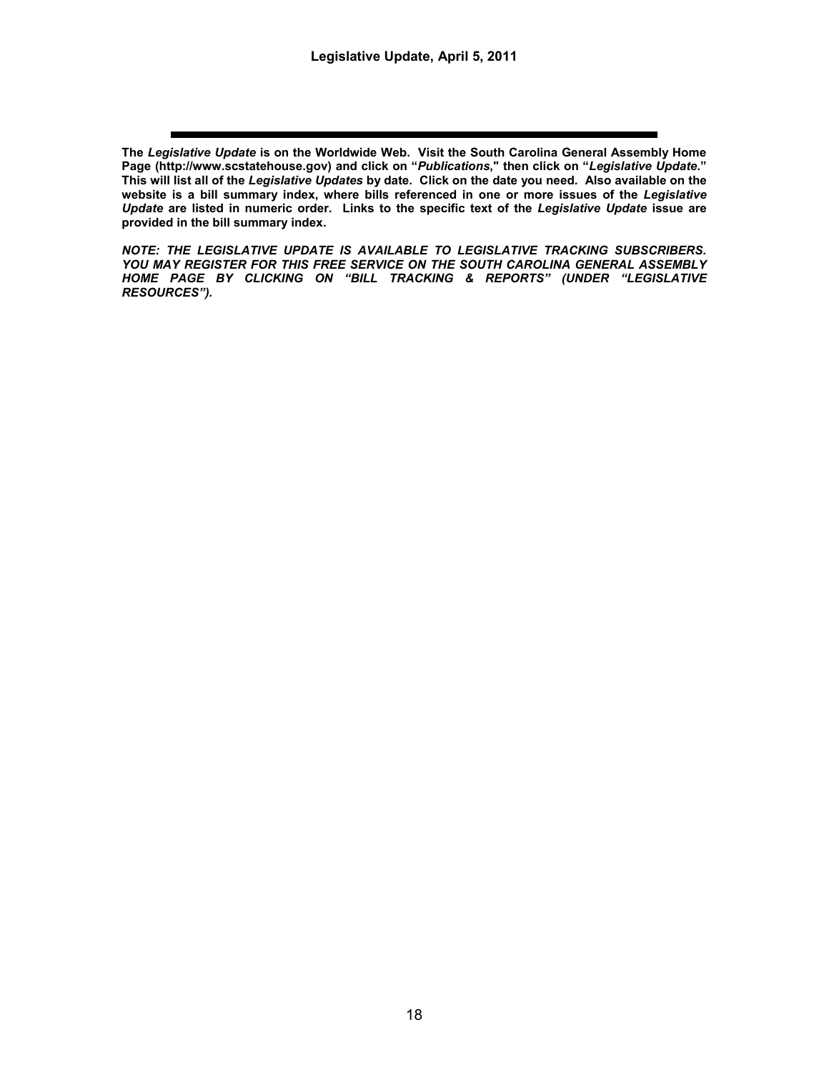---

**The *Legislative Update* is on the Worldwide Web. Visit the South Carolina General Assembly Home Page (http://www.scstatehouse.gov) and click on "*Publications*," then click on "*Legislative Update*." This will list all of the *Legislative Updates* by date. Click on the date you need. Also available on the website is a bill summary index, where bills referenced in one or more issues of the *Legislative Update* are listed in numeric order. Links to the specific text of the *Legislative Update* issue are provided in the bill summary index.**

***NOTE: THE LEGISLATIVE UPDATE IS AVAILABLE TO LEGISLATIVE TRACKING SUBSCRIBERS. YOU MAY REGISTER FOR THIS FREE SERVICE ON THE SOUTH CAROLINA GENERAL ASSEMBLY HOME PAGE BY CLICKING ON "BILL TRACKING & REPORTS" (UNDER "LEGISLATIVE RESOURCES").***